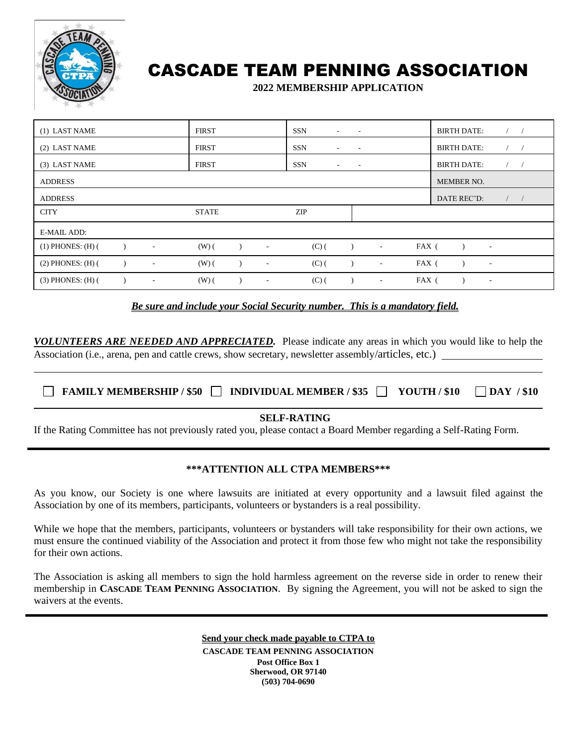# CASCADE TEAM PENNING ASSOCIATION

**2022 MEMBERSHIP APPLICATION**

| | | | |
|---|---|---|---|
| (1) LAST NAME | FIRST | SSN - - | BIRTH DATE: / / |
| (2) LAST NAME | FIRST | SSN - - | BIRTH DATE: / / |
| (3) LAST NAME | FIRST | SSN - - | BIRTH DATE: / / |
| ADDRESS | | | MEMBER NO. |
| ADDRESS | | | DATE REC'D: / / |
| CITY | STATE | ZIP | |
| E-MAIL ADD: | | | |
| (1) PHONES: (H) ( ) - | (W) ( ) - | (C) ( ) - | FAX ( ) - |
| (2) PHONES: (H) ( ) - | (W) ( ) - | (C) ( ) - | FAX ( ) - |
| (3) PHONES: (H) ( ) - | (W) ( ) - | (C) ( ) - | FAX ( ) - |

***Be sure and include your Social Security number. This is a mandatory field.***

***VOLUNTEERS ARE NEEDED AND APPRECIATED.*** Please indicate any areas in which you would like to help the Association (i.e., arena, pen and cattle crews, show secretary, newsletter assembly/articles, etc.) ____________________

☐ **FAMILY MEMBERSHIP / $50** ☐ **INDIVIDUAL MEMBER / $35** ☐ **YOUTH / $10** ☐ **DAY / $10**

**SELF-RATING**

If the Rating Committee has not previously rated you, please contact a Board Member regarding a Self-Rating Form.

**\*\*\*ATTENTION ALL CTPA MEMBERS\*\*\***

As you know, our Society is one where lawsuits are initiated at every opportunity and a lawsuit filed against the Association by one of its members, participants, volunteers or bystanders is a real possibility.

While we hope that the members, participants, volunteers or bystanders will take responsibility for their own actions, we must ensure the continued viability of the Association and protect it from those few who might not take the responsibility for their own actions.

The Association is asking all members to sign the hold harmless agreement on the reverse side in order to renew their membership in **CASCADE TEAM PENNING ASSOCIATION**. By signing the Agreement, you will not be asked to sign the waivers at the events.

**Send your check made payable to CTPA to**

**CASCADE TEAM PENNING ASSOCIATION**
**Post Office Box 1**
**Sherwood, OR 97140**
**(503) 704-0690**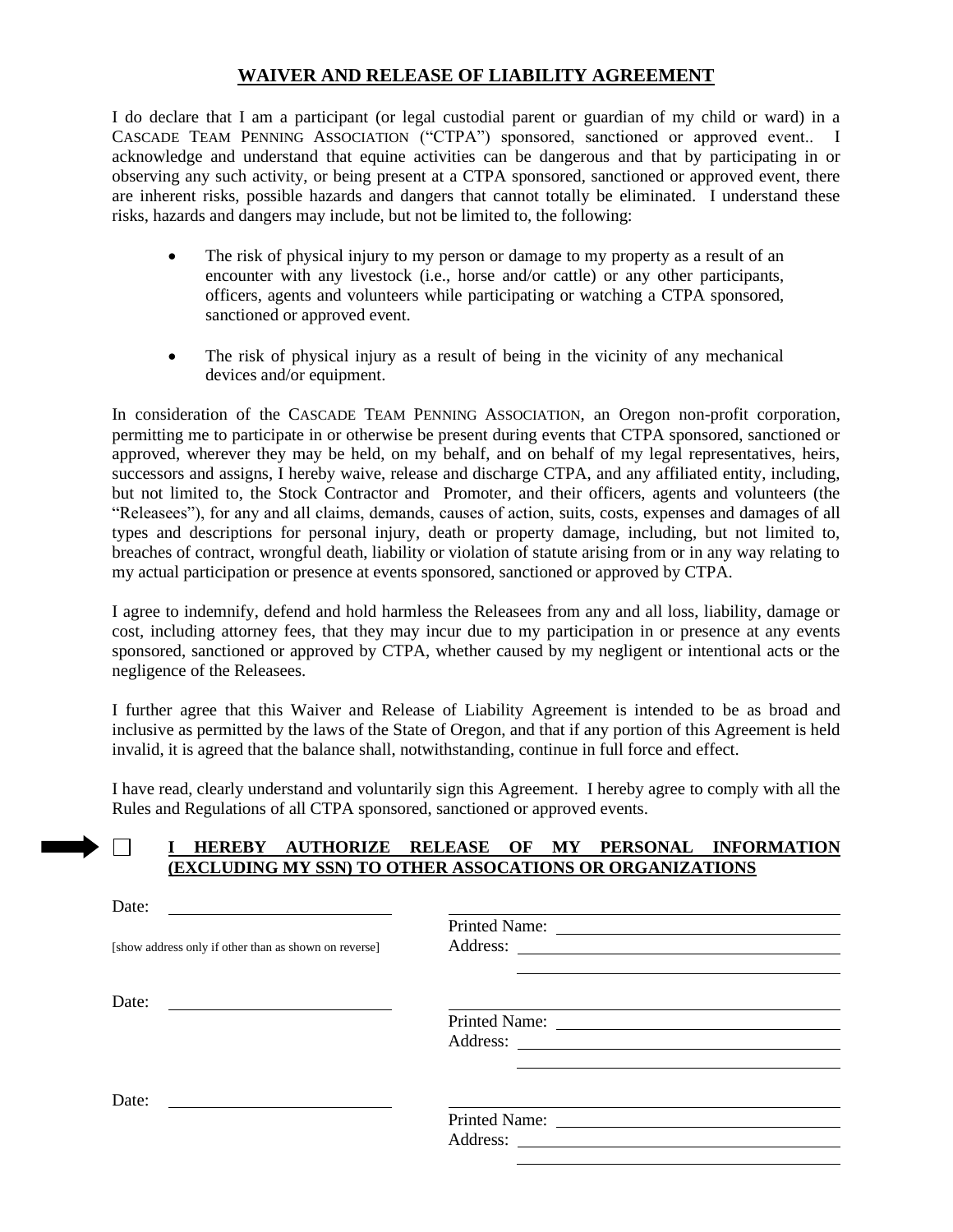## WAIVER AND RELEASE OF LIABILITY AGREEMENT

I do declare that I am a participant (or legal custodial parent or guardian of my child or ward) in a CASCADE TEAM PENNING ASSOCIATION ("CTPA") sponsored, sanctioned or approved event.. I acknowledge and understand that equine activities can be dangerous and that by participating in or observing any such activity, or being present at a CTPA sponsored, sanctioned or approved event, there are inherent risks, possible hazards and dangers that cannot totally be eliminated. I understand these risks, hazards and dangers may include, but not be limited to, the following:

- The risk of physical injury to my person or damage to my property as a result of an encounter with any livestock (i.e., horse and/or cattle) or any other participants, officers, agents and volunteers while participating or watching a CTPA sponsored, sanctioned or approved event.
- The risk of physical injury as a result of being in the vicinity of any mechanical devices and/or equipment.

In consideration of the CASCADE TEAM PENNING ASSOCIATION, an Oregon non-profit corporation, permitting me to participate in or otherwise be present during events that CTPA sponsored, sanctioned or approved, wherever they may be held, on my behalf, and on behalf of my legal representatives, heirs, successors and assigns, I hereby waive, release and discharge CTPA, and any affiliated entity, including, but not limited to, the Stock Contractor and Promoter, and their officers, agents and volunteers (the "Releasees"), for any and all claims, demands, causes of action, suits, costs, expenses and damages of all types and descriptions for personal injury, death or property damage, including, but not limited to, breaches of contract, wrongful death, liability or violation of statute arising from or in any way relating to my actual participation or presence at events sponsored, sanctioned or approved by CTPA.

I agree to indemnify, defend and hold harmless the Releasees from any and all loss, liability, damage or cost, including attorney fees, that they may incur due to my participation in or presence at any events sponsored, sanctioned or approved by CTPA, whether caused by my negligent or intentional acts or the negligence of the Releasees.

I further agree that this Waiver and Release of Liability Agreement is intended to be as broad and inclusive as permitted by the laws of the State of Oregon, and that if any portion of this Agreement is held invalid, it is agreed that the balance shall, notwithstanding, continue in full force and effect.

I have read, clearly understand and voluntarily sign this Agreement. I hereby agree to comply with all the Rules and Regulations of all CTPA sponsored, sanctioned or approved events.

➡ ☐ **I HEREBY AUTHORIZE RELEASE OF MY PERSONAL INFORMATION (EXCLUDING MY SSN) TO OTHER ASSOCATIONS OR ORGANIZATIONS**

Date: ______________________

[show address only if other than as shown on reverse]

______________________________
Printed Name: ______________________
Address: ______________________
______________________

Date: ______________________

______________________________
Printed Name: ______________________
Address: ______________________
______________________

Date: ______________________

______________________________
Printed Name: ______________________
Address: ______________________
______________________